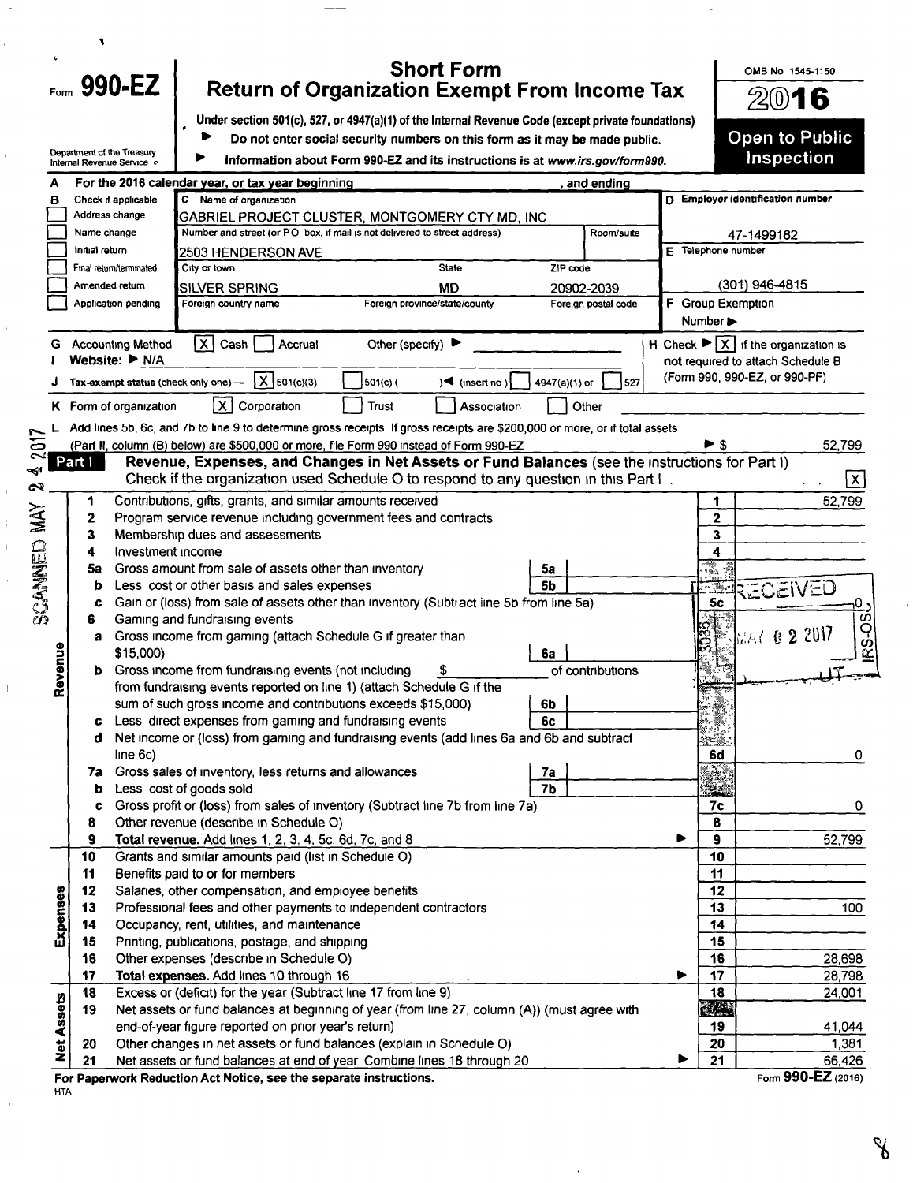Form **990-EZ**

Department of the Treasury
Internal Revenue Service

# Short Form
# Return of Organization Exempt From Income Tax

Under section 501(c), 527, or 4947(a)(1) of the Internal Revenue Code (except private foundations)

▶ Do not enter social security numbers on this form as it may be made public.

▶ Information about Form 990-EZ and its instructions is at www.irs.gov/form990.

OMB No 1545-1150

**2016**

**Open to Public Inspection**

**A** For the 2016 calendar year, or tax year beginning , and ending

**B** Check if applicable
- [ ] Address change
- [ ] Name change
- [ ] Initial return
- [ ] Final return/terminated
- [ ] Amended return
- [ ] Application pending

**C** Name of organization
GABRIEL PROJECT CLUSTER, MONTGOMERY CTY MD, INC

Number and street (or P O box, if mail is not delivered to street address) | Room/suite
2503 HENDERSON AVE

City or town | State | ZIP code
SILVER SPRING | MD | 20902-2039

Foreign country name | Foreign province/state/county | Foreign postal code

**D** Employer identification number
47-1499182

**E** Telephone number
(301) 946-4815

**F** Group Exemption Number ▶

**G** Accounting Method [X] Cash [ ] Accrual Other (specify) ▶

**H** Check ▶ [X] if the organization is **not** required to attach Schedule B (Form 990, 990-EZ, or 990-PF)

**I** Website: ▶ N/A

**J** Tax-exempt status (check only one) — [X] 501(c)(3) [ ] 501(c) ( ) ◀ (insert no ) [ ] 4947(a)(1) or [ ] 527

**K** Form of organization [X] Corporation [ ] Trust [ ] Association [ ] Other

**L** Add lines 5b, 6c, and 7b to line 9 to determine gross receipts If gross receipts are $200,000 or more, or if total assets (Part II, column (B) below) are $500,000 or more, file Form 990 instead of Form 990-EZ ▶ $ 52,799

## Part I Revenue, Expenses, and Changes in Net Assets or Fund Balances (see the instructions for Part I)

Check if the organization used Schedule O to respond to any question in this Part I . . . [X]

| | Line | Description | Sub-line | Sub-amount | Line | Amount |
|---|---|---|---|---|---|---|
| Revenue | 1 | Contributions, gifts, grants, and similar amounts received | | | 1 | 52,799 |
| | 2 | Program service revenue including government fees and contracts | | | 2 | |
| | 3 | Membership dues and assessments | | | 3 | |
| | 4 | Investment income | | | 4 | |
| | 5a | Gross amount from sale of assets other than inventory | 5a | | | |
| | b | Less cost or other basis and sales expenses | 5b | | | |
| | c | Gain or (loss) from sale of assets other than inventory (Subtract line 5b from line 5a) | | | 5c | 0 |
| | 6 | Gaming and fundraising events | | | | |
| | a | Gross income from gaming (attach Schedule G if greater than $15,000) | 6a | | | |
| | b | Gross income from fundraising events (not including $ of contributions from fundraising events reported on line 1) (attach Schedule G if the sum of such gross income and contributions exceeds $15,000) | 6b | | | |
| | c | Less direct expenses from gaming and fundraising events | 6c | | | |
| | d | Net income or (loss) from gaming and fundraising events (add lines 6a and 6b and subtract line 6c) | | | 6d | 0 |
| | 7a | Gross sales of inventory, less returns and allowances | 7a | | | |
| | b | Less cost of goods sold | 7b | | | |
| | c | Gross profit or (loss) from sales of inventory (Subtract line 7b from line 7a) | | | 7c | 0 |
| | 8 | Other revenue (describe in Schedule O) | | | 8 | |
| | 9 | **Total revenue.** Add lines 1, 2, 3, 4, 5c, 6d, 7c, and 8 ▶ | | | 9 | 52,799 |
| Expenses | 10 | Grants and similar amounts paid (list in Schedule O) | | | 10 | |
| | 11 | Benefits paid to or for members | | | 11 | |
| | 12 | Salaries, other compensation, and employee benefits | | | 12 | |
| | 13 | Professional fees and other payments to independent contractors | | | 13 | 100 |
| | 14 | Occupancy, rent, utilities, and maintenance | | | 14 | |
| | 15 | Printing, publications, postage, and shipping | | | 15 | |
| | 16 | Other expenses (describe in Schedule O) | | | 16 | 28,698 |
| | 17 | **Total expenses.** Add lines 10 through 16 ▶ | | | 17 | 28,798 |
| Net Assets | 18 | Excess or (deficit) for the year (Subtract line 17 from line 9) | | | 18 | 24,001 |
| | 19 | Net assets or fund balances at beginning of year (from line 27, column (A)) (must agree with end-of-year figure reported on prior year's return) | | | 19 | 41,044 |
| | 20 | Other changes in net assets or fund balances (explain in Schedule O) | | | 20 | 1,381 |
| | 21 | Net assets or fund balances at end of year Combine lines 18 through 20 ▶ | | | 21 | 66,426 |

For Paperwork Reduction Act Notice, see the separate instructions.

HTA

Form **990-EZ** (2016)

SCANNED MAY 2 4 2017

RECEIVED MAY 0 2 2017 IRS-OSC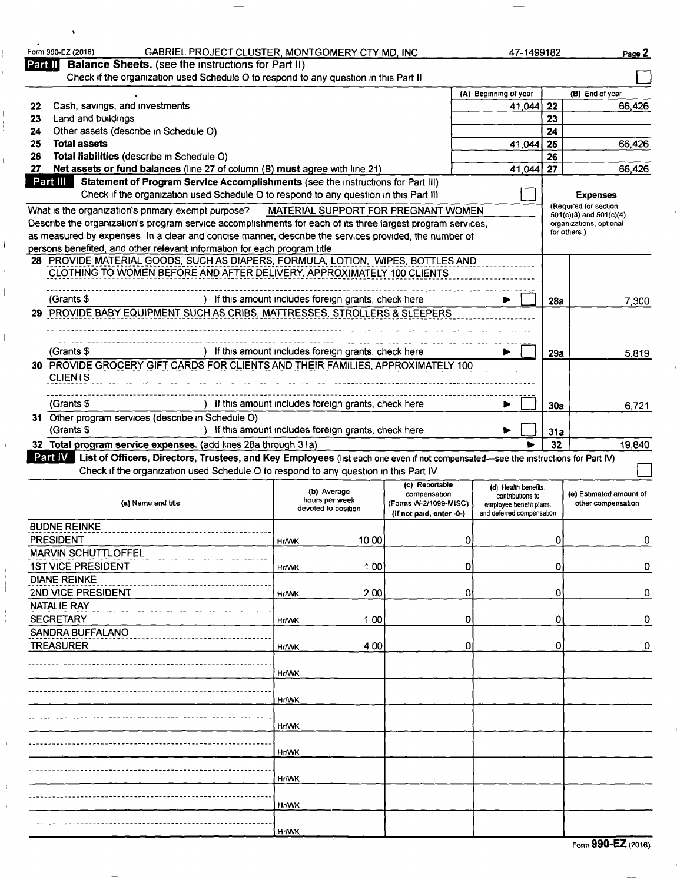Form 990-EZ (2016) GABRIEL PROJECT CLUSTER, MONTGOMERY CTY MD, INC 47-1499182

## Part II Balance Sheets. (see the instructions for Part II)

Check if the organization used Schedule O to respond to any question in this Part II ☐

| | | (A) Beginning of year | | (B) End of year |
|---|---|---|---|---|
| 22 | Cash, savings, and investments | 41,044 | 22 | 66,426 |
| 23 | Land and buildings | | 23 | |
| 24 | Other assets (describe in Schedule O) | | 24 | |
| 25 | **Total assets** | 41,044 | 25 | 66,426 |
| 26 | **Total liabilities** (describe in Schedule O) | | 26 | |
| 27 | **Net assets or fund balances** (line 27 of column (B) **must** agree with line 21) | 41,044 | 27 | 66,426 |

## Part III Statement of Program Service Accomplishments (see the instructions for Part III)

Check if the organization used Schedule O to respond to any question in this Part III ☐

What is the organization's primary exempt purpose? MATERIAL SUPPORT FOR PREGNANT WOMEN

Describe the organization's program service accomplishments for each of its three largest program services, as measured by expenses. In a clear and concise manner, describe the services provided, the number of persons benefited, and other relevant information for each program title.

| | | | Expenses (Required for section 501(c)(3) and 501(c)(4) organizations, optional for others.) |
|---|---|---|---|
| 28 | PROVIDE MATERIAL GOODS, SUCH AS DIAPERS, FORMULA, LOTION, WIPES, BOTTLES AND CLOTHING TO WOMEN BEFORE AND AFTER DELIVERY, APPROXIMATELY 100 CLIENTS<br>(Grants $ ) If this amount includes foreign grants, check here ☐ | 28a | 7,300 |
| 29 | PROVIDE BABY EQUIPMENT SUCH AS CRIBS, MATTRESSES, STROLLERS & SLEEPERS<br>(Grants $ ) If this amount includes foreign grants, check here ☐ | 29a | 5,819 |
| 30 | PROVIDE GROCERY GIFT CARDS FOR CLIENTS AND THEIR FAMILIES, APPROXIMATELY 100 CLIENTS<br>(Grants $ ) If this amount includes foreign grants, check here ☐ | 30a | 6,721 |
| 31 | Other program services (describe in Schedule O)<br>(Grants $ ) If this amount includes foreign grants, check here ☐ | 31a | |
| 32 | **Total program service expenses.** (add lines 28a through 31a) | 32 | 19,840 |

## Part IV List of Officers, Directors, Trustees, and Key Employees (list each one even if not compensated—see the instructions for Part IV)

Check if the organization used Schedule O to respond to any question in this Part IV ☐

| (a) Name and title | (b) Average hours per week devoted to position | (c) Reportable compensation (Forms W-2/1099-MISC) (if not paid, enter -0-) | (d) Health benefits, contributions to employee benefit plans, and deferred compensation | (e) Estimated amount of other compensation |
|---|---|---|---|---|
| BUDNE REINKE<br>PRESIDENT | Hr/WK 10 00 | 0 | 0 | 0 |
| MARVIN SCHUTTLOFFEL<br>1ST VICE PRESIDENT | Hr/WK 1 00 | 0 | 0 | 0 |
| DIANE REINKE<br>2ND VICE PRESIDENT | Hr/WK 2 00 | 0 | 0 | 0 |
| NATALIE RAY<br>SECRETARY | Hr/WK 1 00 | 0 | 0 | 0 |
| SANDRA BUFFALANO<br>TREASURER | Hr/WK 4 00 | 0 | 0 | 0 |
| | Hr/WK | | | |
| | Hr/WK | | | |
| | Hr/WK | | | |
| | Hr/WK | | | |
| | Hr/WK | | | |
| | Hr/WK | | | |
| | Hr/WK | | | |

Form **990-EZ** (2016)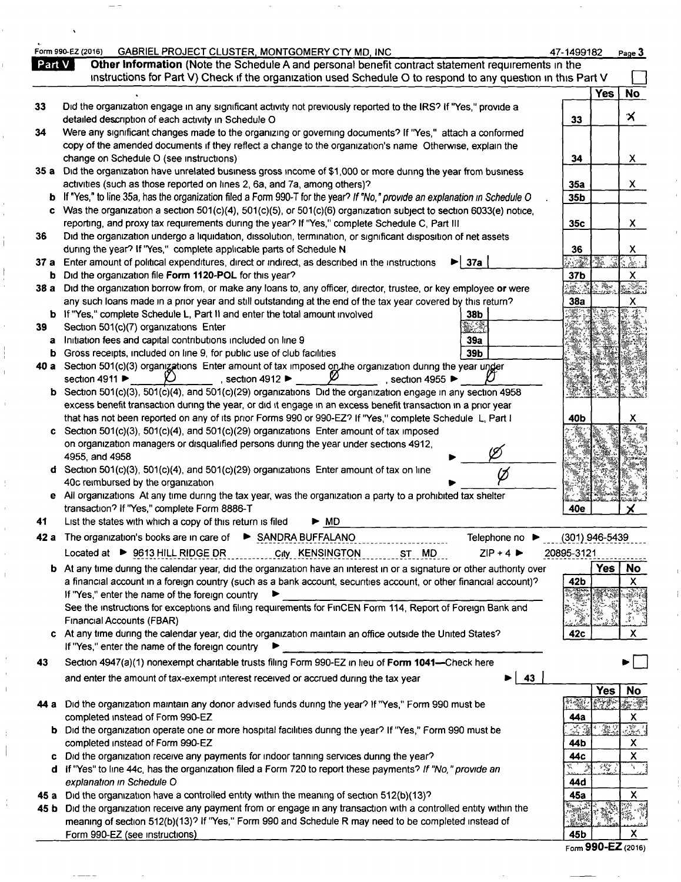Form 990-EZ (2016) GABRIEL PROJECT CLUSTER, MONTGOMERY CTY MD, INC 47-1499182

**Part V** **Other Information** (Note the Schedule A and personal benefit contract statement requirements in the instructions for Part V) Check if the organization used Schedule O to respond to any question in this Part V ☐

| | | | Yes | No |
|---|---|---|---|---|
| 33 | Did the organization engage in any significant activity not previously reported to the IRS? If "Yes," provide a detailed description of each activity in Schedule O | 33 | | X |
| 34 | Were any significant changes made to the organizing or governing documents? If "Yes," attach a conformed copy of the amended documents if they reflect a change to the organization's name Otherwise, explain the change on Schedule O (see instructions) | 34 | | X |
| 35 a | Did the organization have unrelated business gross income of $1,000 or more during the year from business activities (such as those reported on lines 2, 6a, and 7a, among others)? | 35a | | X |
| b | If "Yes," to line 35a, has the organization filed a Form 990-T for the year? *If "No," provide an explanation in Schedule O* | 35b | | |
| c | Was the organization a section 501(c)(4), 501(c)(5), or 501(c)(6) organization subject to section 6033(e) notice, reporting, and proxy tax requirements during the year? If "Yes," complete Schedule C, Part III | 35c | | X |
| 36 | Did the organization undergo a liquidation, dissolution, termination, or significant disposition of net assets during the year? If "Yes," complete applicable parts of Schedule N | 36 | | X |
| 37 a | Enter amount of political expenditures, direct or indirect, as described in the instructions ▶ 37a | | | |
| b | Did the organization file **Form 1120-POL** for this year? | 37b | | X |
| 38 a | Did the organization borrow from, or make any loans to, any officer, director, trustee, or key employee **or** were any such loans made in a prior year and still outstanding at the end of the tax year covered by this return? | 38a | | X |
| b | If "Yes," complete Schedule L, Part II and enter the total amount involved 38b | | | |
| 39 | Section 501(c)(7) organizations Enter | | | |
| a | Initiation fees and capital contributions included on line 9 39a | | | |
| b | Gross receipts, included on line 9, for public use of club facilities 39b | | | |
| 40 a | Section 501(c)(3) organizations Enter amount of tax imposed on the organization during the year under section 4911 ▶ Ø , section 4912 ▶ Ø , section 4955 ▶ Ø | | | |
| b | Section 501(c)(3), 501(c)(4), and 501(c)(29) organizations Did the organization engage in any section 4958 excess benefit transaction during the year, or did it engage in an excess benefit transaction in a prior year that has not been reported on any of its prior Forms 990 or 990-EZ? If "Yes," complete Schedule L, Part I | 40b | | X |
| c | Section 501(c)(3), 501(c)(4), and 501(c)(29) organizations Enter amount of tax imposed on organization managers or disqualified persons during the year under sections 4912, 4955, and 4958 ▶ Ø | | | |
| d | Section 501(c)(3), 501(c)(4), and 501(c)(29) organizations Enter amount of tax on line 40c reimbursed by the organization ▶ Ø | | | |
| e | All organizations At any time during the tax year, was the organization a party to a prohibited tax shelter transaction? If "Yes," complete Form 8886-T | 40e | | X |
| 41 | List the states with which a copy of this return is filed ▶ MD | | | |
| 42 a | The organization's books are in care of ▶ SANDRA BUFFALANO Telephone no ▶ (301) 946-5439<br>Located at ▶ 9613 HILL RIDGE DR City KENSINGTON ST MD ZIP + 4 ▶ 20895-3121 | | | |
| b | At any time during the calendar year, did the organization have an interest in or a signature or other authority over a financial account in a foreign country (such as a bank account, securities account, or other financial account)? If "Yes," enter the name of the foreign country ▶<br>See the instructions for exceptions and filing requirements for FinCEN Form 114, Report of Foreign Bank and Financial Accounts (FBAR) | 42b | | X |
| c | At any time during the calendar year, did the organization maintain an office outside the United States? If "Yes," enter the name of the foreign country ▶ | 42c | | X |
| 43 | Section 4947(a)(1) nonexempt charitable trusts filing Form 990-EZ in lieu of **Form 1041**—Check here ▶ ☐<br>and enter the amount of tax-exempt interest received or accrued during the tax year ▶ 43 | | | |
| 44 a | Did the organization maintain any donor advised funds during the year? If "Yes," Form 990 must be completed instead of Form 990-EZ | 44a | | X |
| b | Did the organization operate one or more hospital facilities during the year? If "Yes," Form 990 must be completed instead of Form 990-EZ | 44b | | X |
| c | Did the organization receive any payments for indoor tanning services during the year? | 44c | | X |
| d | If "Yes" to line 44c, has the organization filed a Form 720 to report these payments? *If "No," provide an explanation in Schedule O* | 44d | | |
| 45 a | Did the organization have a controlled entity within the meaning of section 512(b)(13)? | 45a | | X |
| 45 b | Did the organization receive any payment from or engage in any transaction with a controlled entity within the meaning of section 512(b)(13)? If "Yes," Form 990 and Schedule R may need to be completed instead of Form 990-EZ (see instructions) | 45b | | X |

Form **990-EZ** (2016)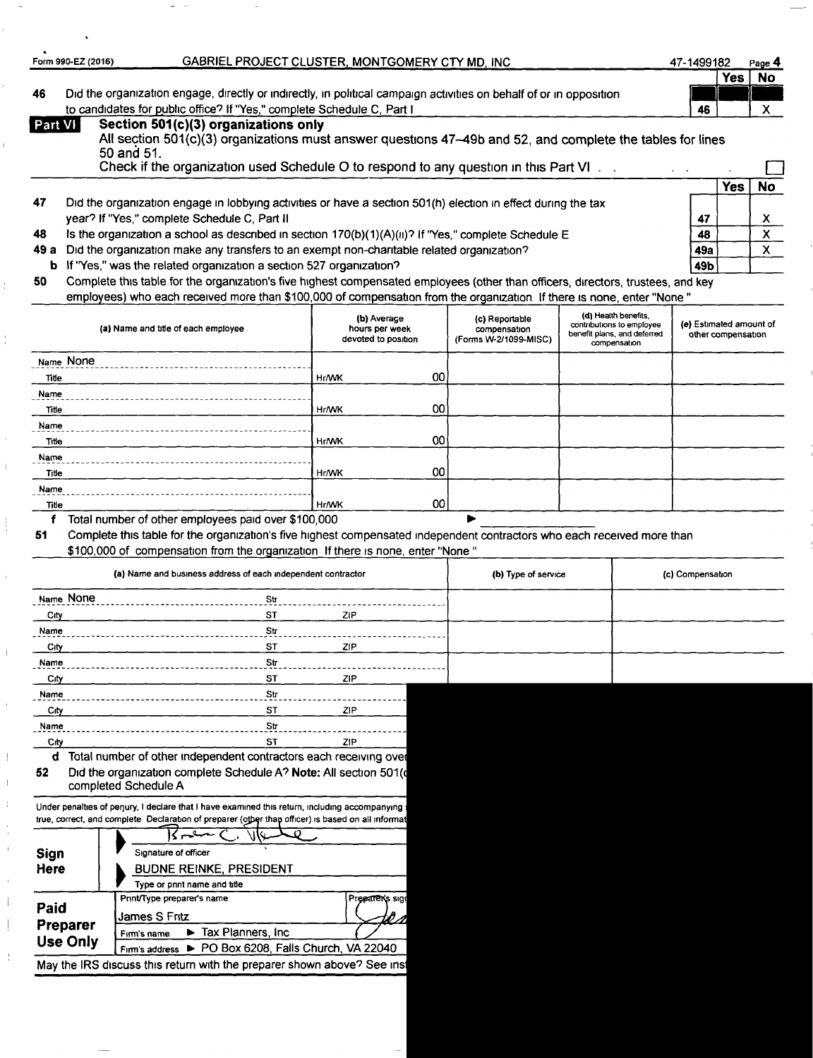Form 990-EZ (2016) GABRIEL PROJECT CLUSTER, MONTGOMERY CTY MD, INC 47-1499182

| | | | Yes | No |
|---|---|---|---|---|
| 46 | Did the organization engage, directly or indirectly, in political campaign activities on behalf of or in opposition to candidates for public office? If "Yes," complete Schedule C, Part I | 46 | | X |

**Part VI Section 501(c)(3) organizations only**

All section 501(c)(3) organizations must answer questions 47–49b and 52, and complete the tables for lines 50 and 51.

Check if the organization used Schedule O to respond to any question in this Part VI . . . ☐

| | | | Yes | No |
|---|---|---|---|---|
| 47 | Did the organization engage in lobbying activities or have a section 501(h) election in effect during the tax year? If "Yes," complete Schedule C, Part II | 47 | | X |
| 48 | Is the organization a school as described in section 170(b)(1)(A)(ii)? If "Yes," complete Schedule E | 48 | | X |
| 49 a | Did the organization make any transfers to an exempt non-charitable related organization? | 49a | | X |
| b | If "Yes," was the related organization a section 527 organization? | 49b | | |

50 Complete this table for the organization's five highest compensated employees (other than officers, directors, trustees, and key employees) who each received more than $100,000 of compensation from the organization If there is none, enter "None."

| (a) Name and title of each employee | (b) Average hours per week devoted to position | (c) Reportable compensation (Forms W-2/1099-MISC) | (d) Health benefits, contributions to employee benefit plans, and deferred compensation | (e) Estimated amount of other compensation |
|---|---|---|---|---|
| Name None<br>Title | Hr/WK 00 | | | |
| Name<br>Title | Hr/WK 00 | | | |
| Name<br>Title | Hr/WK 00 | | | |
| Name<br>Title | Hr/WK 00 | | | |
| Name<br>Title | Hr/WK 00 | | | |

f Total number of other employees paid over $100,000 ▶

51 Complete this table for the organization's five highest compensated independent contractors who each received more than $100,000 of compensation from the organization If there is none, enter "None."

| (a) Name and business address of each independent contractor | (b) Type of service | (c) Compensation |
|---|---|---|
| Name None Str<br>City ST ZIP | | |
| Name Str<br>City ST ZIP | | |
| Name Str<br>City ST ZIP | | |
| Name Str<br>City ST ZIP | | |
| Name Str<br>City ST ZIP | | |

d Total number of other independent contractors each receiving over

52 Did the organization complete Schedule A? **Note:** All section 501( completed Schedule A

Under penalties of perjury, I declare that I have examined this return, including accompanying true, correct, and complete Declaration of preparer (other than officer) is based on all informat

**Sign Here**

Signature of officer

BUDNE REINKE, PRESIDENT

Type or print name and title

**Paid Preparer Use Only**

Print/Type preparer's name: James S Fritz

Preparer's sign

Firm's name ▶ Tax Planners, Inc

Firm's address ▶ PO Box 6208, Falls Church, VA 22040

May the IRS discuss this return with the preparer shown above? See ins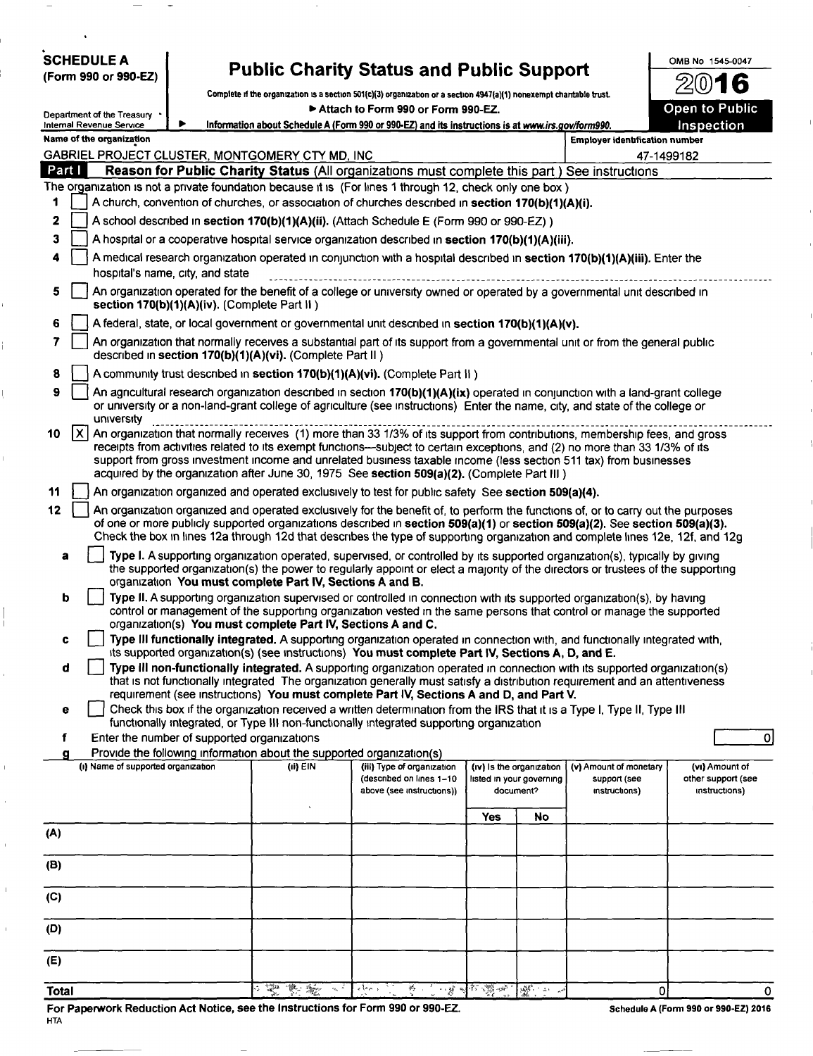**SCHEDULE A**
**(Form 990 or 990-EZ)**

Department of the Treasury
Internal Revenue Service

# Public Charity Status and Public Support

Complete if the organization is a section 501(c)(3) organization or a section 4947(a)(1) nonexempt charitable trust.
▶ Attach to Form 990 or Form 990-EZ.
▶ Information about Schedule A (Form 990 or 990-EZ) and its instructions is at www.irs.gov/form990.

OMB No 1545-0047
**2016**
**Open to Public Inspection**

Name of the organization: GABRIEL PROJECT CLUSTER, MONTGOMERY CTY MD, INC
Employer identification number: 47-1499182

**Part I** **Reason for Public Charity Status** (All organizations must complete this part.) See instructions

The organization is not a private foundation because it is (For lines 1 through 12, check only one box.)

1 [ ] A church, convention of churches, or association of churches described in **section 170(b)(1)(A)(i).**

2 [ ] A school described in **section 170(b)(1)(A)(ii).** (Attach Schedule E (Form 990 or 990-EZ).)

3 [ ] A hospital or a cooperative hospital service organization described in **section 170(b)(1)(A)(iii).**

4 [ ] A medical research organization operated in conjunction with a hospital described in **section 170(b)(1)(A)(iii).** Enter the hospital's name, city, and state

5 [ ] An organization operated for the benefit of a college or university owned or operated by a governmental unit described in **section 170(b)(1)(A)(iv).** (Complete Part II.)

6 [ ] A federal, state, or local government or governmental unit described in **section 170(b)(1)(A)(v).**

7 [ ] An organization that normally receives a substantial part of its support from a governmental unit or from the general public described in **section 170(b)(1)(A)(vi).** (Complete Part II.)

8 [ ] A community trust described in **section 170(b)(1)(A)(vi).** (Complete Part II.)

9 [ ] An agricultural research organization described in section **170(b)(1)(A)(ix)** operated in conjunction with a land-grant college or university or a non-land-grant college of agriculture (see instructions). Enter the name, city, and state of the college or university

10 [X] An organization that normally receives (1) more than 33 1/3% of its support from contributions, membership fees, and gross receipts from activities related to its exempt functions—subject to certain exceptions, and (2) no more than 33 1/3% of its support from gross investment income and unrelated business taxable income (less section 511 tax) from businesses acquired by the organization after June 30, 1975. See **section 509(a)(2).** (Complete Part III.)

11 [ ] An organization organized and operated exclusively to test for public safety. See **section 509(a)(4).**

12 [ ] An organization organized and operated exclusively for the benefit of, to perform the functions of, or to carry out the purposes of one or more publicly supported organizations described in **section 509(a)(1)** or **section 509(a)(2).** See **section 509(a)(3).** Check the box in lines 12a through 12d that describes the type of supporting organization and complete lines 12e, 12f, and 12g

a [ ] **Type I.** A supporting organization operated, supervised, or controlled by its supported organization(s), typically by giving the supported organization(s) the power to regularly appoint or elect a majority of the directors or trustees of the supporting organization. **You must complete Part IV, Sections A and B.**

b [ ] **Type II.** A supporting organization supervised or controlled in connection with its supported organization(s), by having control or management of the supporting organization vested in the same persons that control or manage the supported organization(s). **You must complete Part IV, Sections A and C.**

c [ ] **Type III functionally integrated.** A supporting organization operated in connection with, and functionally integrated with, its supported organization(s) (see instructions). **You must complete Part IV, Sections A, D, and E.**

d [ ] **Type III non-functionally integrated.** A supporting organization operated in connection with its supported organization(s) that is not functionally integrated. The organization generally must satisfy a distribution requirement and an attentiveness requirement (see instructions). **You must complete Part IV, Sections A and D, and Part V.**

e [ ] Check this box if the organization received a written determination from the IRS that it is a Type I, Type II, Type III functionally integrated, or Type III non-functionally integrated supporting organization

f Enter the number of supported organizations: 0

g Provide the following information about the supported organization(s)

| | (i) Name of supported organization | (ii) EIN | (iii) Type of organization (described on lines 1–10 above (see instructions)) | (iv) Is the organization listed in your governing document? | | (v) Amount of monetary support (see instructions) | (vi) Amount of other support (see instructions) |
|---|---|---|---|---|---|---|---|
| | | | | Yes | No | | |
| (A) | | | | | | | |
| (B) | | | | | | | |
| (C) | | | | | | | |
| (D) | | | | | | | |
| (E) | | | | | | | |
| Total | | | | | | 0 | 0 |

For Paperwork Reduction Act Notice, see the Instructions for Form 990 or 990-EZ.
HTA

Schedule A (Form 990 or 990-EZ) 2016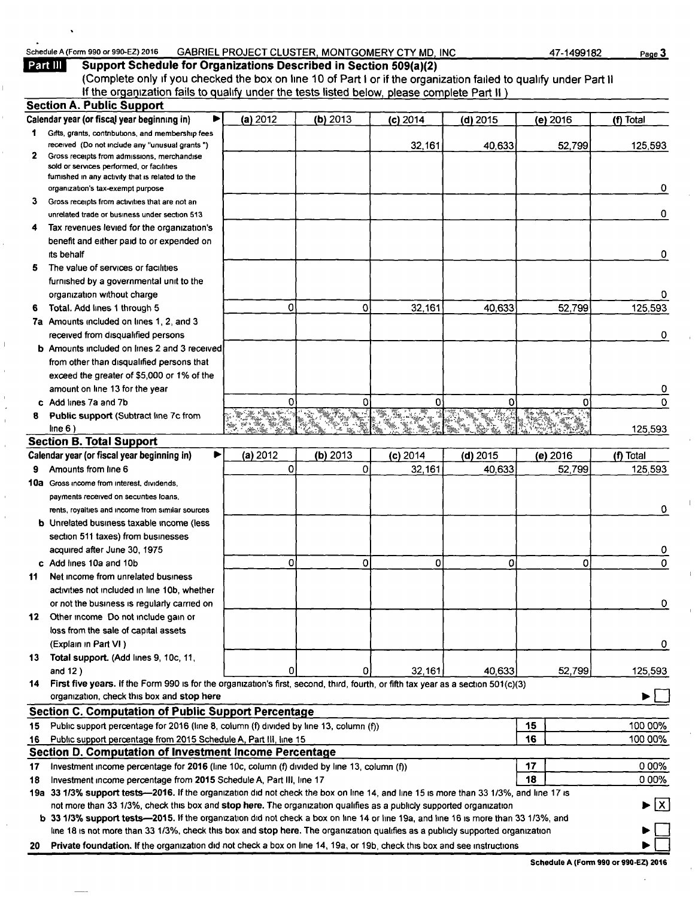Schedule A (Form 990 or 990-EZ) 2016 GABRIEL PROJECT CLUSTER, MONTGOMERY CTY MD, INC 47-1499182

## Part III Support Schedule for Organizations Described in Section 509(a)(2)

(Complete only if you checked the box on line 10 of Part I or if the organization failed to qualify under Part II If the organization fails to qualify under the tests listed below, please complete Part II )

### Section A. Public Support

| Calendar year (or fiscal year beginning in) ▶ | (a) 2012 | (b) 2013 | (c) 2014 | (d) 2015 | (e) 2016 | (f) Total |
|---|---|---|---|---|---|---|
| 1 Gifts, grants, contributions, and membership fees received (Do not include any "unusual grants ") | | | 32,161 | 40,633 | 52,799 | 125,593 |
| 2 Gross receipts from admissions, merchandise sold or services performed, or facilities furnished in any activity that is related to the organization's tax-exempt purpose | | | | | | 0 |
| 3 Gross receipts from activities that are not an unrelated trade or business under section 513 | | | | | | 0 |
| 4 Tax revenues levied for the organization's benefit and either paid to or expended on its behalf | | | | | | 0 |
| 5 The value of services or facilities furnished by a governmental unit to the organization without charge | | | | | | 0 |
| 6 **Total.** Add lines 1 through 5 | 0 | 0 | 32,161 | 40,633 | 52,799 | 125,593 |
| 7a Amounts included on lines 1, 2, and 3 received from disqualified persons | | | | | | 0 |
| b Amounts included on lines 2 and 3 received from other than disqualified persons that exceed the greater of $5,000 or 1% of the amount on line 13 for the year | | | | | | 0 |
| c Add lines 7a and 7b | 0 | 0 | 0 | 0 | 0 | 0 |
| 8 **Public support** (Subtract line 7c from line 6 ) | | | | | | 125,593 |

### Section B. Total Support

| Calendar year (or fiscal year beginning in) ▶ | (a) 2012 | (b) 2013 | (c) 2014 | (d) 2015 | (e) 2016 | (f) Total |
|---|---|---|---|---|---|---|
| 9 Amounts from line 6 | 0 | 0 | 32,161 | 40,633 | 52,799 | 125,593 |
| 10a Gross income from interest, dividends, payments received on securities loans, rents, royalties and income from similar sources | | | | | | 0 |
| b Unrelated business taxable income (less section 511 taxes) from businesses acquired after June 30, 1975 | | | | | | 0 |
| c Add lines 10a and 10b | 0 | 0 | 0 | 0 | 0 | 0 |
| 11 Net income from unrelated business activities not included in line 10b, whether or not the business is regularly carried on | | | | | | 0 |
| 12 Other income Do not include gain or loss from the sale of capital assets (Explain in Part VI ) | | | | | | 0 |
| 13 **Total support.** (Add lines 9, 10c, 11, and 12 ) | 0 | 0 | 32,161 | 40,633 | 52,799 | 125,593 |

14 **First five years.** If the Form 990 is for the organization's first, second, third, fourth, or fifth tax year as a section 501(c)(3) organization, check this box and stop here ▶ ☐

### Section C. Computation of Public Support Percentage

| | | | |
|---|---|---|---|
| 15 | Public support percentage for 2016 (line 8, column (f) divided by line 13, column (f)) | 15 | 100 00% |
| 16 | Public support percentage from 2015 Schedule A, Part III, line 15 | 16 | 100 00% |

### Section D. Computation of Investment Income Percentage

| | | | |
|---|---|---|---|
| 17 | Investment income percentage for **2016** (line 10c, column (f) divided by line 13, column (f)) | 17 | 0 00% |
| 18 | Investment income percentage from **2015** Schedule A, Part III, line 17 | 18 | 0 00% |

19a **33 1/3% support tests—2016.** If the organization did not check the box on line 14, and line 15 is more than 33 1/3%, and line 17 is not more than 33 1/3%, check this box and **stop here.** The organization qualifies as a publicly supported organization ▶ ☒

b **33 1/3% support tests—2015.** If the organization did not check a box on line 14 or line 19a, and line 16 is more than 33 1/3%, and line 18 is not more than 33 1/3%, check this box and **stop here.** The organization qualifies as a publicly supported organization ▶ ☐

20 **Private foundation.** If the organization did not check a box on line 14, 19a, or 19b, check this box and see instructions ▶ ☐

Schedule A (Form 990 or 990-EZ) 2016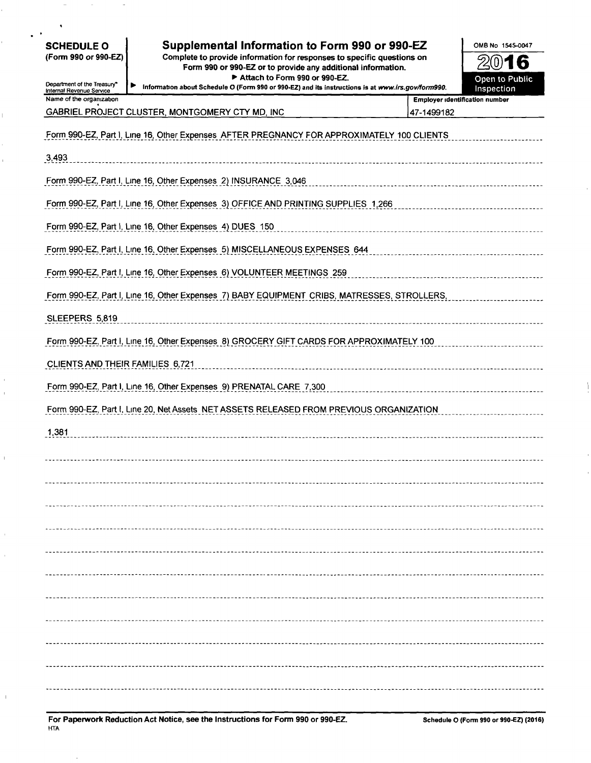**SCHEDULE O**
**(Form 990 or 990-EZ)**

Department of the Treasury
Internal Revenue Service

# Supplemental Information to Form 990 or 990-EZ

**Complete to provide information for responses to specific questions on Form 990 or 990-EZ or to provide any additional information.**
**▶ Attach to Form 990 or 990-EZ.**
**▶ Information about Schedule O (Form 990 or 990-EZ) and its instructions is at *www.irs.gov/form990*.**

OMB No 1545-0047

**2016**

**Open to Public Inspection**

| Name of the organization | Employer identification number |
|---|---|
| GABRIEL PROJECT CLUSTER, MONTGOMERY CTY MD, INC | 47-1499182 |

Form 990-EZ, Part I, Line 16, Other Expenses AFTER PREGNANCY FOR APPROXIMATELY 100 CLIENTS 3,493

Form 990-EZ, Part I, Line 16, Other Expenses 2) INSURANCE 3,046

Form 990-EZ, Part I, Line 16, Other Expenses 3) OFFICE AND PRINTING SUPPLIES 1,266

Form 990-EZ, Part I, Line 16, Other Expenses 4) DUES 150

Form 990-EZ, Part I, Line 16, Other Expenses 5) MISCELLANEOUS EXPENSES 644

Form 990-EZ, Part I, Line 16, Other Expenses 6) VOLUNTEER MEETINGS 259

Form 990-EZ, Part I, Line 16, Other Expenses 7) BABY EQUIPMENT CRIBS, MATRESSES, STROLLERS, SLEEPERS 5,819

Form 990-EZ, Part I, Line 16, Other Expenses 8) GROCERY GIFT CARDS FOR APPROXIMATELY 100 CLIENTS AND THEIR FAMILIES 6,721

Form 990-EZ, Part I, Line 16, Other Expenses 9) PRENATAL CARE 7,300

Form 990-EZ, Part I, Line 20, Net Assets NET ASSETS RELEASED FROM PREVIOUS ORGANIZATION 1,381

**For Paperwork Reduction Act Notice, see the Instructions for Form 990 or 990-EZ.**
HTA

**Schedule O (Form 990 or 990-EZ) (2016)**